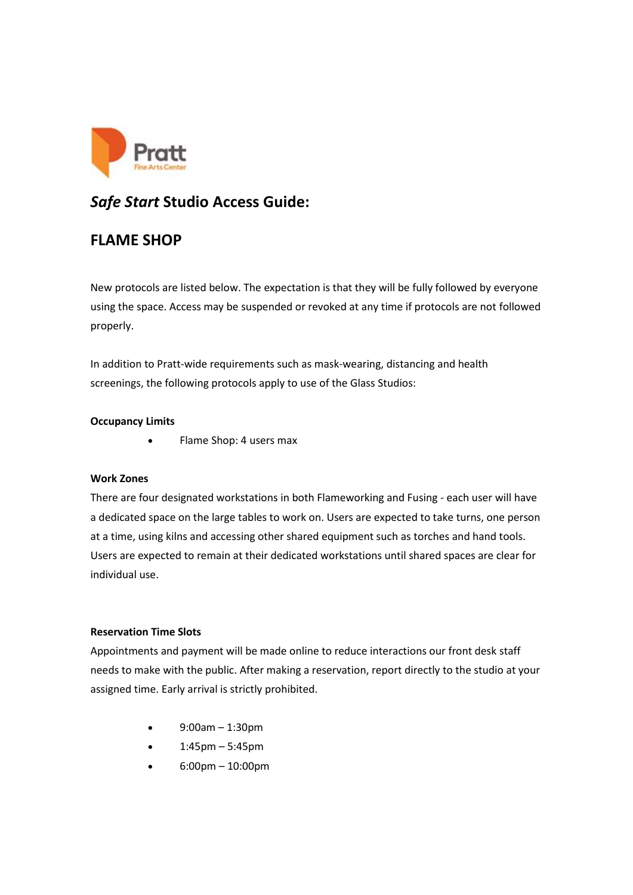Pratt
Fine Arts Center

# *Safe Start* Studio Access Guide:

## FLAME SHOP

New protocols are listed below. The expectation is that they will be fully followed by everyone using the space. Access may be suspended or revoked at any time if protocols are not followed properly.

In addition to Pratt-wide requirements such as mask-wearing, distancing and health screenings, the following protocols apply to use of the Glass Studios:

**Occupancy Limits**

- Flame Shop: 4 users max

**Work Zones**

There are four designated workstations in both Flameworking and Fusing - each user will have a dedicated space on the large tables to work on. Users are expected to take turns, one person at a time, using kilns and accessing other shared equipment such as torches and hand tools. Users are expected to remain at their dedicated workstations until shared spaces are clear for individual use.

**Reservation Time Slots**

Appointments and payment will be made online to reduce interactions our front desk staff needs to make with the public. After making a reservation, report directly to the studio at your assigned time. Early arrival is strictly prohibited.

- 9:00am – 1:30pm
- 1:45pm – 5:45pm
- 6:00pm – 10:00pm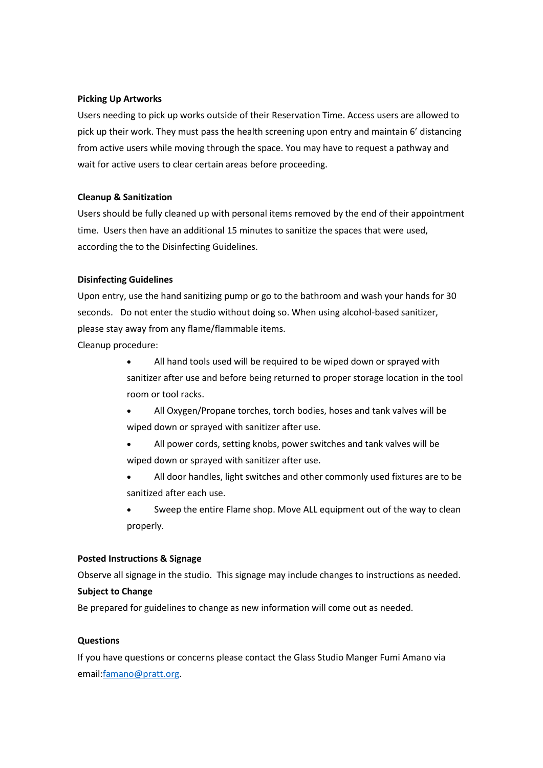**Picking Up Artworks**

Users needing to pick up works outside of their Reservation Time. Access users are allowed to pick up their work. They must pass the health screening upon entry and maintain 6' distancing from active users while moving through the space. You may have to request a pathway and wait for active users to clear certain areas before proceeding.

**Cleanup & Sanitization**

Users should be fully cleaned up with personal items removed by the end of their appointment time. Users then have an additional 15 minutes to sanitize the spaces that were used, according the to the Disinfecting Guidelines.

**Disinfecting Guidelines**

Upon entry, use the hand sanitizing pump or go to the bathroom and wash your hands for 30 seconds. Do not enter the studio without doing so. When using alcohol-based sanitizer, please stay away from any flame/flammable items.

Cleanup procedure:

- All hand tools used will be required to be wiped down or sprayed with sanitizer after use and before being returned to proper storage location in the tool room or tool racks.
- All Oxygen/Propane torches, torch bodies, hoses and tank valves will be wiped down or sprayed with sanitizer after use.
- All power cords, setting knobs, power switches and tank valves will be wiped down or sprayed with sanitizer after use.
- All door handles, light switches and other commonly used fixtures are to be sanitized after each use.
- Sweep the entire Flame shop. Move ALL equipment out of the way to clean properly.

**Posted Instructions & Signage**

Observe all signage in the studio. This signage may include changes to instructions as needed.

**Subject to Change**

Be prepared for guidelines to change as new information will come out as needed.

**Questions**

If you have questions or concerns please contact the Glass Studio Manger Fumi Amano via email:famano@pratt.org.